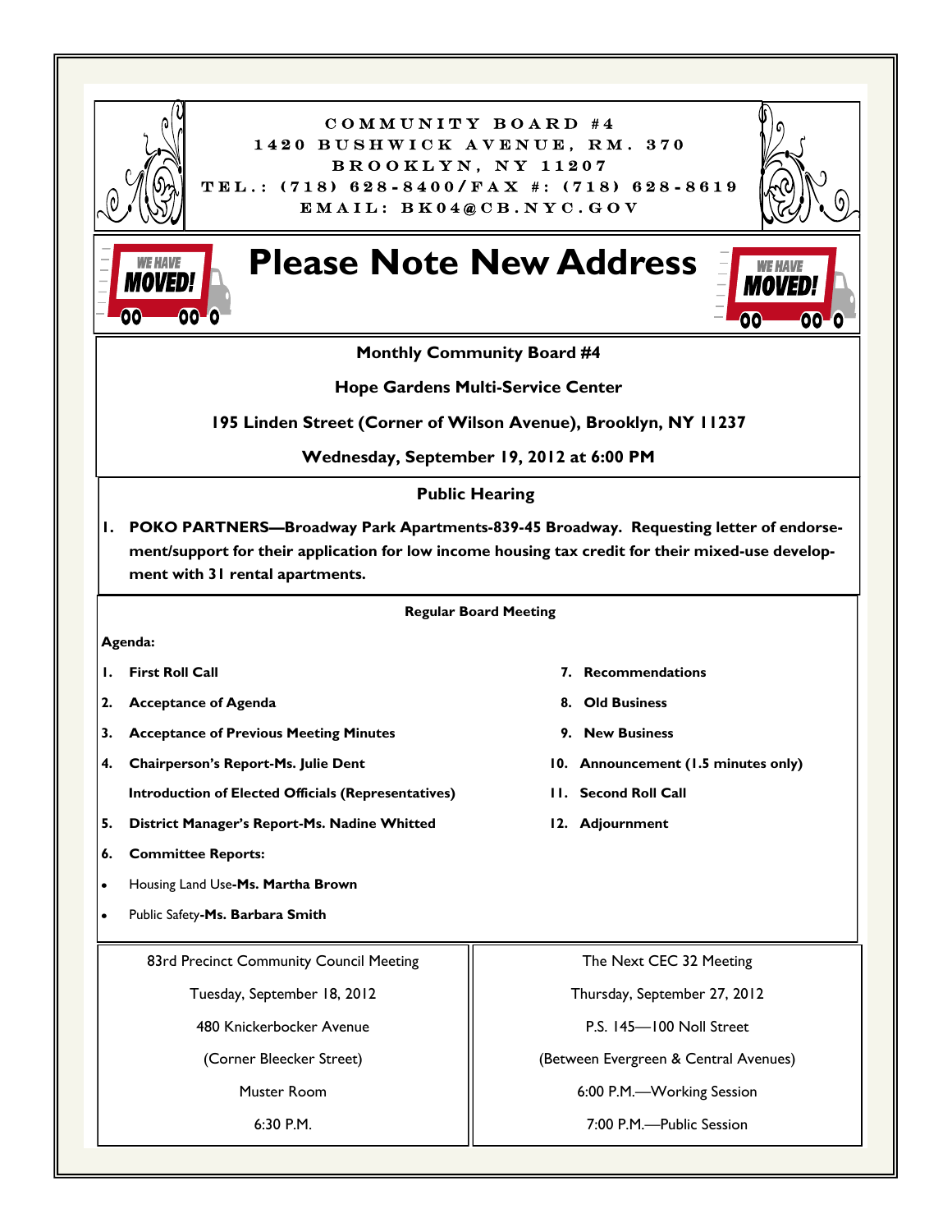# COMMUNITY BOARD #4

1420 BUSHWICK AVENUE, RM. 370
BROOKLYN, NY 11207
TEL.: (718) 628-8400/FAX #: (718) 628-8619
EMAIL: BK04@CB.NYC.GOV

## Please Note New Address

WE HAVE MOVED!

**Monthly Community Board #4**

**Hope Gardens Multi-Service Center**

**195 Linden Street (Corner of Wilson Avenue), Brooklyn, NY 11237**

**Wednesday, September 19, 2012 at 6:00 PM**

### Public Hearing

1. **POKO PARTNERS—Broadway Park Apartments-839-45 Broadway. Requesting letter of endorsement/support for their application for low income housing tax credit for their mixed-use development with 31 rental apartments.**

### Regular Board Meeting

**Agenda:**

1. **First Roll Call**
2. **Acceptance of Agenda**
3. **Acceptance of Previous Meeting Minutes**
4. **Chairperson's Report-Ms. Julie Dent**

   **Introduction of Elected Officials (Representatives)**
5. **District Manager's Report-Ms. Nadine Whitted**
6. **Committee Reports:**
   - Housing Land Use-**Ms. Martha Brown**
   - Public Safety-**Ms. Barbara Smith**
7. **Recommendations**
8. **Old Business**
9. **New Business**
10. **Announcement (1.5 minutes only)**
11. **Second Roll Call**
12. **Adjournment**

83rd Precinct Community Council Meeting
Tuesday, September 18, 2012
480 Knickerbocker Avenue
(Corner Bleecker Street)
Muster Room
6:30 P.M.

The Next CEC 32 Meeting
Thursday, September 27, 2012
P.S. 145—100 Noll Street
(Between Evergreen & Central Avenues)
6:00 P.M.—Working Session
7:00 P.M.—Public Session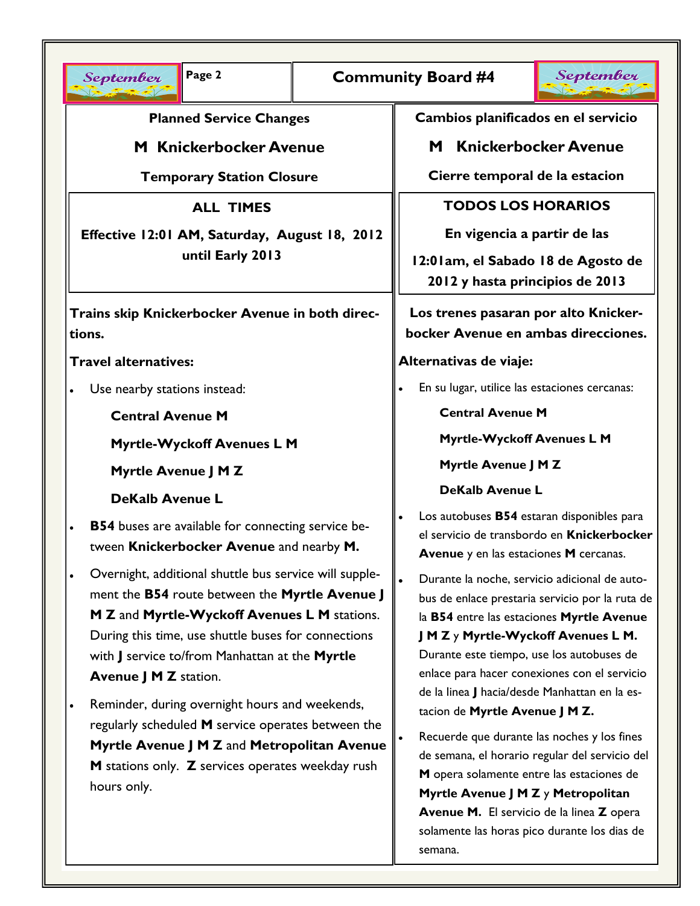## Planned Service Changes

## M Knickerbocker Avenue

### Temporary Station Closure

**ALL TIMES**

**Effective 12:01 AM, Saturday, August 18, 2012 until Early 2013**

**Trains skip Knickerbocker Avenue in both directions.**

**Travel alternatives:**

- Use nearby stations instead:

  **Central Avenue M**

  **Myrtle-Wyckoff Avenues L M**

  **Myrtle Avenue J M Z**

  **DeKalb Avenue L**

- **B54** buses are available for connecting service between **Knickerbocker Avenue** and nearby **M.**
- Overnight, additional shuttle bus service will supplement the **B54** route between the **Myrtle Avenue J M Z** and **Myrtle-Wyckoff Avenues L M** stations. During this time, use shuttle buses for connections with **J** service to/from Manhattan at the **Myrtle Avenue J M Z** station.
- Reminder, during overnight hours and weekends, regularly scheduled **M** service operates between the **Myrtle Avenue J M Z** and **Metropolitan Avenue M** stations only. **Z** services operates weekday rush hours only.

## Cambios planificados en el servicio

## M Knickerbocker Avenue

### Cierre temporal de la estacion

**TODOS LOS HORARIOS**

**En vigencia a partir de las 12:01am, el Sabado 18 de Agosto de 2012 y hasta principios de 2013**

**Los trenes pasaran por alto Knickerbocker Avenue en ambas direcciones.**

**Alternativas de viaje:**

- En su lugar, utilice las estaciones cercanas:

  **Central Avenue M**

  **Myrtle-Wyckoff Avenues L M**

  **Myrtle Avenue J M Z**

  **DeKalb Avenue L**

- Los autobuses **B54** estaran disponibles para el servicio de transbordo en **Knickerbocker Avenue** y en las estaciones **M** cercanas.
- Durante la noche, servicio adicional de autobus de enlace prestaria servicio por la ruta de la **B54** entre las estaciones **Myrtle Avenue J M Z** y **Myrtle-Wyckoff Avenues L M.** Durante este tiempo, use los autobuses de enlace para hacer conexiones con el servicio de la linea **J** hacia/desde Manhattan en la estacion de **Myrtle Avenue J M Z.**
- Recuerde que durante las noches y los fines de semana, el horario regular del servicio del **M** opera solamente entre las estaciones de **Myrtle Avenue J M Z** y **Metropolitan Avenue M.** El servicio de la linea **Z** opera solamente las horas pico durante los dias de semana.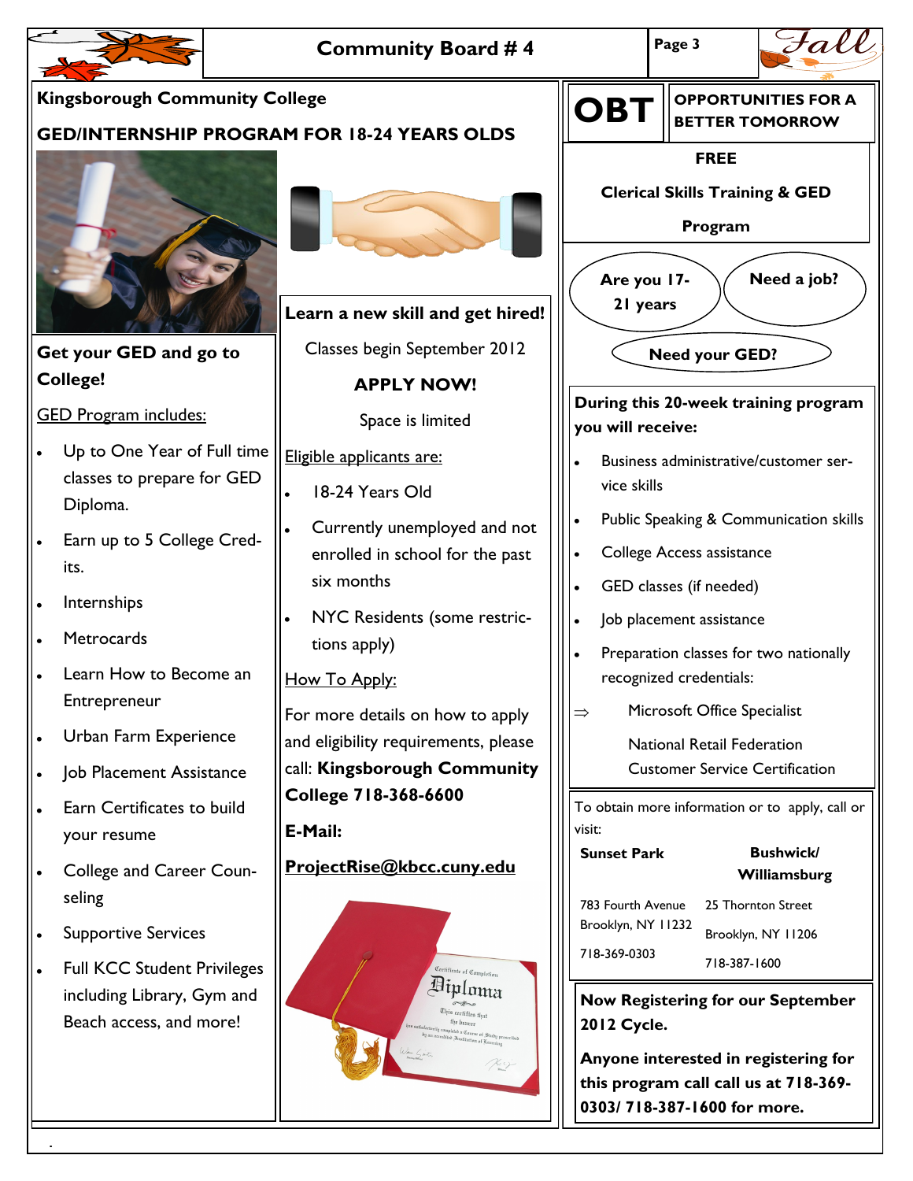# Community Board # 4

## Kingsborough Community College

## GED/INTERNSHIP PROGRAM FOR 18-24 YEARS OLDS

**Get your GED and go to College!**

GED Program includes:

- Up to One Year of Full time classes to prepare for GED Diploma.
- Earn up to 5 College Credits.
- Internships
- Metrocards
- Learn How to Become an Entrepreneur
- Urban Farm Experience
- Job Placement Assistance
- Earn Certificates to build your resume
- College and Career Counseling
- Supportive Services
- Full KCC Student Privileges including Library, Gym and Beach access, and more!

**Learn a new skill and get hired!**

Classes begin September 2012

**APPLY NOW!**

Space is limited

Eligible applicants are:

- 18-24 Years Old
- Currently unemployed and not enrolled in school for the past six months
- NYC Residents (some restrictions apply)

How To Apply:

For more details on how to apply and eligibility requirements, please call: **Kingsborough Community College 718-368-6600**

**E-Mail:**

**ProjectRise@kbcc.cuny.edu**

## OBT — OPPORTUNITIES FOR A BETTER TOMORROW

**FREE**

**Clerical Skills Training & GED Program**

**Are you 17-21 years**

**Need a job?**

**Need your GED?**

**During this 20-week training program you will receive:**

- Business administrative/customer service skills
- Public Speaking & Communication skills
- College Access assistance
- GED classes (if needed)
- Job placement assistance
- Preparation classes for two nationally recognized credentials:
  - ⇒ Microsoft Office Specialist
  - National Retail Federation Customer Service Certification

To obtain more information or to apply, call or visit:

| **Sunset Park** | **Bushwick/ Williamsburg** |
|---|---|
| 783 Fourth Avenue | 25 Thornton Street |
| Brooklyn, NY 11232 | Brooklyn, NY 11206 |
| 718-369-0303 | 718-387-1600 |

**Now Registering for our September 2012 Cycle.**

**Anyone interested in registering for this program call call us at 718-369-0303/ 718-387-1600 for more.**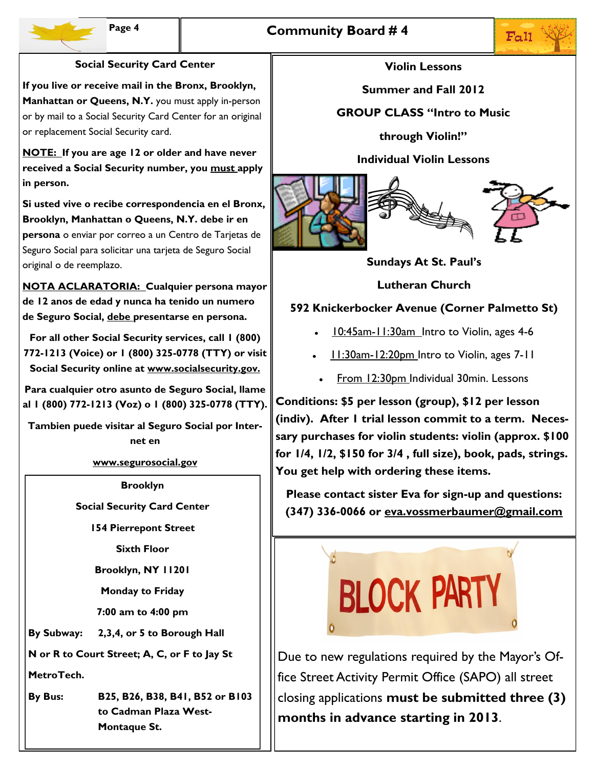## Social Security Card Center

**If you live or receive mail in the Bronx, Brooklyn, Manhattan or Queens, N.Y.** you must apply in-person or by mail to a Social Security Card Center for an original or replacement Social Security card.

**NOTE: If you are age 12 or older and have never received a Social Security number, you must apply in person.**

**Si usted vive o recibe correspondencia en el Bronx, Brooklyn, Manhattan o Queens, N.Y. debe ir en persona** o enviar por correo a un Centro de Tarjetas de Seguro Social para solicitar una tarjeta de Seguro Social original o de reemplazo.

**NOTA ACLARATORIA: Cualquier persona mayor de 12 anos de edad y nunca ha tenido un numero de Seguro Social, debe presentarse en persona.**

**For all other Social Security services, call 1 (800) 772-1213 (Voice) or 1 (800) 325-0778 (TTY) or visit Social Security online at www.socialsecurity.gov.**

**Para cualquier otro asunto de Seguro Social, llame al 1 (800) 772-1213 (Voz) o 1 (800) 325-0778 (TTY).**

**Tambien puede visitar al Seguro Social por Internet en**

**www.segurosocial.gov**

**Brooklyn**

**Social Security Card Center**

**154 Pierrepont Street**

**Sixth Floor**

**Brooklyn, NY 11201**

**Monday to Friday**

**7:00 am to 4:00 pm**

**By Subway:** **2,3,4, or 5 to Borough Hall**

**N or R to Court Street; A, C, or F to Jay St MetroTech.**

**By Bus:** **B25, B26, B38, B41, B52 or B103 to Cadman Plaza West-Montaque St.**

## Violin Lessons

**Summer and Fall 2012**

**GROUP CLASS "Intro to Music through Violin!"**

**Individual Violin Lessons**

**Sundays At St. Paul's Lutheran Church**

**592 Knickerbocker Avenue (Corner Palmetto St)**

- 10:45am-11:30am Intro to Violin, ages 4-6
- 11:30am-12:20pm Intro to Violin, ages 7-11
- From 12:30pm Individual 30min. Lessons

**Conditions: $5 per lesson (group), $12 per lesson (indiv). After 1 trial lesson commit to a term. Necessary purchases for violin students: violin (approx. $100 for 1/4, 1/2, $150 for 3/4 , full size), book, pads, strings. You get help with ordering these items.**

**Please contact sister Eva for sign-up and questions: (347) 336-0066 or eva.vossmerbaumer@gmail.com**

## BLOCK PARTY

Due to new regulations required by the Mayor's Office Street Activity Permit Office (SAPO) all street closing applications **must be submitted three (3) months in advance starting in 2013**.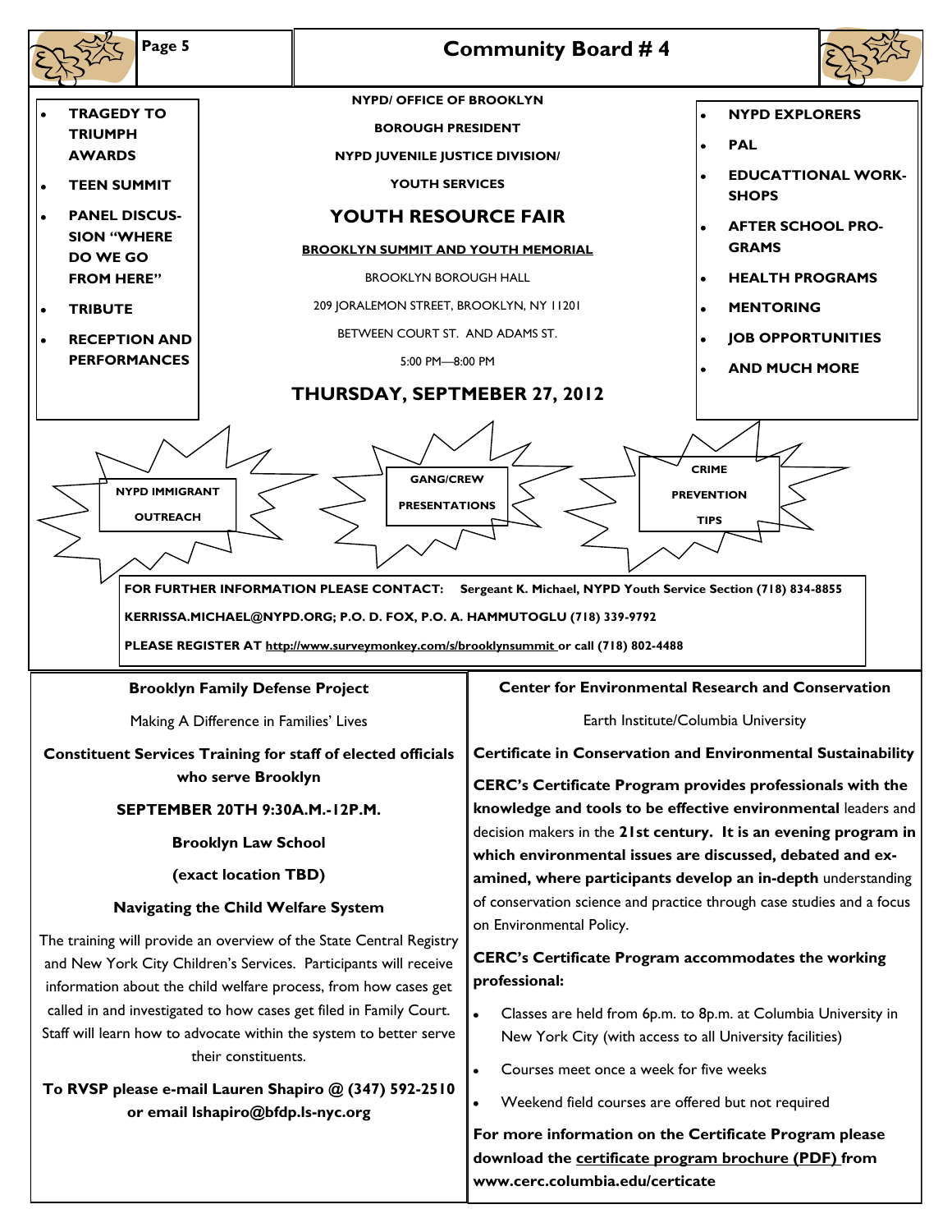- **TRAGEDY TO TRIUMPH AWARDS**
- **TEEN SUMMIT**
- **PANEL DISCUSSION "WHERE DO WE GO FROM HERE"**
- **TRIBUTE**
- **RECEPTION AND PERFORMANCES**

**NYPD/ OFFICE OF BROOKLYN BOROUGH PRESIDENT**

**NYPD JUVENILE JUSTICE DIVISION/ YOUTH SERVICES**

## YOUTH RESOURCE FAIR

**BROOKLYN SUMMIT AND YOUTH MEMORIAL**

BROOKLYN BOROUGH HALL

209 JORALEMON STREET, BROOKLYN, NY 11201

BETWEEN COURT ST. AND ADAMS ST.

5:00 PM—8:00 PM

### THURSDAY, SEPTMEBER 27, 2012

- **NYPD EXPLORERS**
- **PAL**
- **EDUCATTIONAL WORKSHOPS**
- **AFTER SCHOOL PROGRAMS**
- **HEALTH PROGRAMS**
- **MENTORING**
- **JOB OPPORTUNITIES**
- **AND MUCH MORE**

**NYPD IMMIGRANT OUTREACH**

**GANG/CREW PRESENTATIONS**

**CRIME PREVENTION TIPS**

**FOR FURTHER INFORMATION PLEASE CONTACT: Sergeant K. Michael, NYPD Youth Service Section (718) 834-8855**

**KERRISSA.MICHAEL@NYPD.ORG; P.O. D. FOX, P.O. A. HAMMUTOGLU (718) 339-9792**

**PLEASE REGISTER AT http://www.surveymonkey.com/s/brooklynsummit or call (718) 802-4488**

---

**Brooklyn Family Defense Project**

Making A Difference in Families' Lives

**Constituent Services Training for staff of elected officials who serve Brooklyn**

**SEPTEMBER 20TH 9:30A.M.-12P.M.**

**Brooklyn Law School**

**(exact location TBD)**

**Navigating the Child Welfare System**

The training will provide an overview of the State Central Registry and New York City Children's Services. Participants will receive information about the child welfare process, from how cases get called in and investigated to how cases get filed in Family Court. Staff will learn how to advocate within the system to better serve their constituents.

**To RVSP please e-mail Lauren Shapiro @ (347) 592-2510 or email lshapiro@bfdp.ls-nyc.org**

---

**Center for Environmental Research and Conservation**

Earth Institute/Columbia University

**Certificate in Conservation and Environmental Sustainability**

**CERC's Certificate Program provides professionals with the knowledge and tools to be effective environmental** leaders and decision makers in the **21st century. It is an evening program in which environmental issues are discussed, debated and examined, where participants develop an in-depth** understanding of conservation science and practice through case studies and a focus on Environmental Policy.

**CERC's Certificate Program accommodates the working professional:**

- Classes are held from 6p.m. to 8p.m. at Columbia University in New York City (with access to all University facilities)
- Courses meet once a week for five weeks
- Weekend field courses are offered but not required

**For more information on the Certificate Program please download the certificate program brochure (PDF) from www.cerc.columbia.edu/certicate**